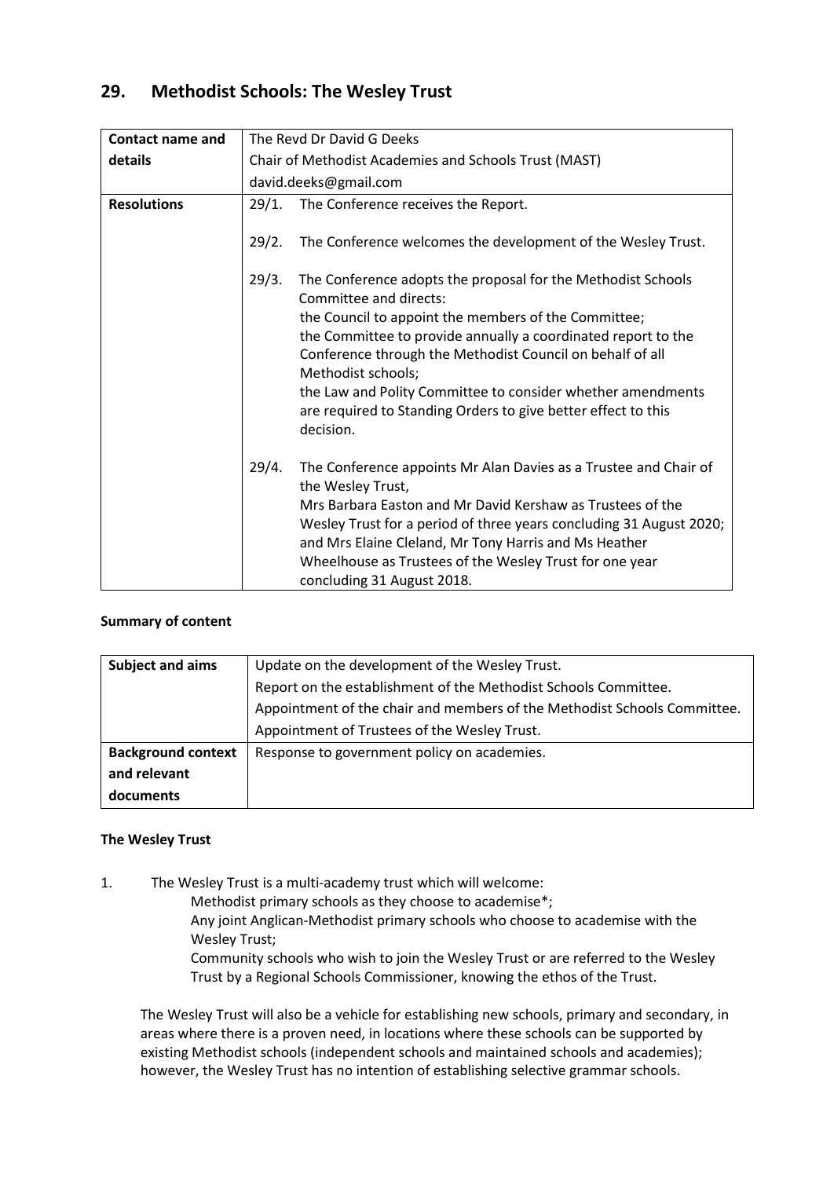## 29. Methodist Schools: The Wesley Trust

| | |
|---|---|
| **Contact name and details** | The Revd Dr David G Deeks<br>Chair of Methodist Academies and Schools Trust (MAST)<br>david.deeks@gmail.com |
| **Resolutions** | 29/1. The Conference receives the Report.<br><br>29/2. The Conference welcomes the development of the Wesley Trust.<br><br>29/3. The Conference adopts the proposal for the Methodist Schools Committee and directs:<br>the Council to appoint the members of the Committee;<br>the Committee to provide annually a coordinated report to the Conference through the Methodist Council on behalf of all Methodist schools;<br>the Law and Polity Committee to consider whether amendments are required to Standing Orders to give better effect to this decision.<br><br>29/4. The Conference appoints Mr Alan Davies as a Trustee and Chair of the Wesley Trust,<br>Mrs Barbara Easton and Mr David Kershaw as Trustees of the Wesley Trust for a period of three years concluding 31 August 2020; and Mrs Elaine Cleland, Mr Tony Harris and Ms Heather Wheelhouse as Trustees of the Wesley Trust for one year concluding 31 August 2018. |

**Summary of content**

| | |
|---|---|
| **Subject and aims** | Update on the development of the Wesley Trust.<br>Report on the establishment of the Methodist Schools Committee.<br>Appointment of the chair and members of the Methodist Schools Committee.<br>Appointment of Trustees of the Wesley Trust. |
| **Background context and relevant documents** | Response to government policy on academies. |

**The Wesley Trust**

1. The Wesley Trust is a multi-academy trust which will welcome:
   - Methodist primary schools as they choose to academise*;
   - Any joint Anglican-Methodist primary schools who choose to academise with the Wesley Trust;
   - Community schools who wish to join the Wesley Trust or are referred to the Wesley Trust by a Regional Schools Commissioner, knowing the ethos of the Trust.

   The Wesley Trust will also be a vehicle for establishing new schools, primary and secondary, in areas where there is a proven need, in locations where these schools can be supported by existing Methodist schools (independent schools and maintained schools and academies); however, the Wesley Trust has no intention of establishing selective grammar schools.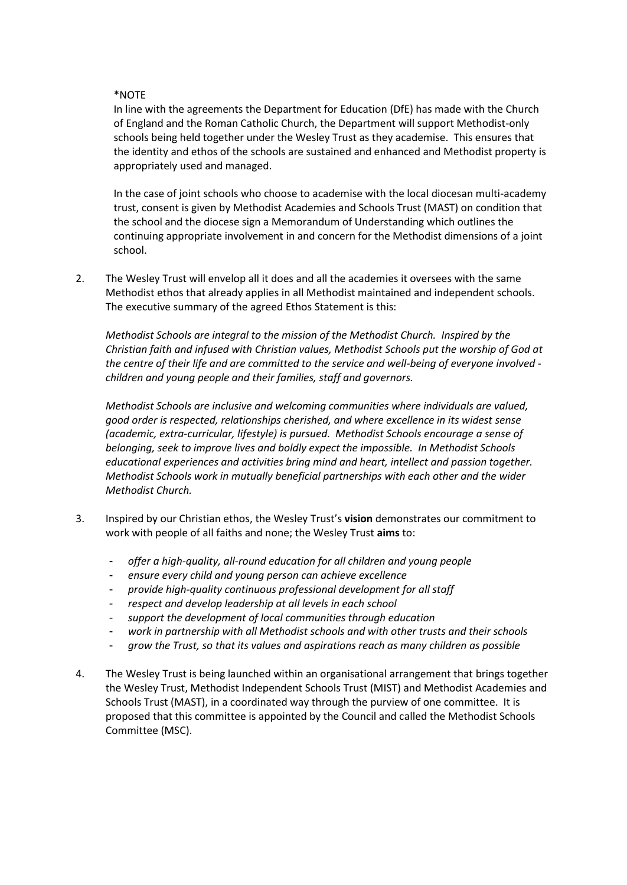*NOTE

In line with the agreements the Department for Education (DfE) has made with the Church of England and the Roman Catholic Church, the Department will support Methodist-only schools being held together under the Wesley Trust as they academise. This ensures that the identity and ethos of the schools are sustained and enhanced and Methodist property is appropriately used and managed.

In the case of joint schools who choose to academise with the local diocesan multi-academy trust, consent is given by Methodist Academies and Schools Trust (MAST) on condition that the school and the diocese sign a Memorandum of Understanding which outlines the continuing appropriate involvement in and concern for the Methodist dimensions of a joint school.

2. The Wesley Trust will envelop all it does and all the academies it oversees with the same Methodist ethos that already applies in all Methodist maintained and independent schools. The executive summary of the agreed Ethos Statement is this:

   *Methodist Schools are integral to the mission of the Methodist Church. Inspired by the Christian faith and infused with Christian values, Methodist Schools put the worship of God at the centre of their life and are committed to the service and well-being of everyone involved - children and young people and their families, staff and governors.*

   *Methodist Schools are inclusive and welcoming communities where individuals are valued, good order is respected, relationships cherished, and where excellence in its widest sense (academic, extra-curricular, lifestyle) is pursued. Methodist Schools encourage a sense of belonging, seek to improve lives and boldly expect the impossible. In Methodist Schools educational experiences and activities bring mind and heart, intellect and passion together. Methodist Schools work in mutually beneficial partnerships with each other and the wider Methodist Church.*

3. Inspired by our Christian ethos, the Wesley Trust's **vision** demonstrates our commitment to work with people of all faiths and none; the Wesley Trust **aims** to:

   - *offer a high-quality, all-round education for all children and young people*
   - *ensure every child and young person can achieve excellence*
   - *provide high-quality continuous professional development for all staff*
   - *respect and develop leadership at all levels in each school*
   - *support the development of local communities through education*
   - *work in partnership with all Methodist schools and with other trusts and their schools*
   - *grow the Trust, so that its values and aspirations reach as many children as possible*

4. The Wesley Trust is being launched within an organisational arrangement that brings together the Wesley Trust, Methodist Independent Schools Trust (MIST) and Methodist Academies and Schools Trust (MAST), in a coordinated way through the purview of one committee. It is proposed that this committee is appointed by the Council and called the Methodist Schools Committee (MSC).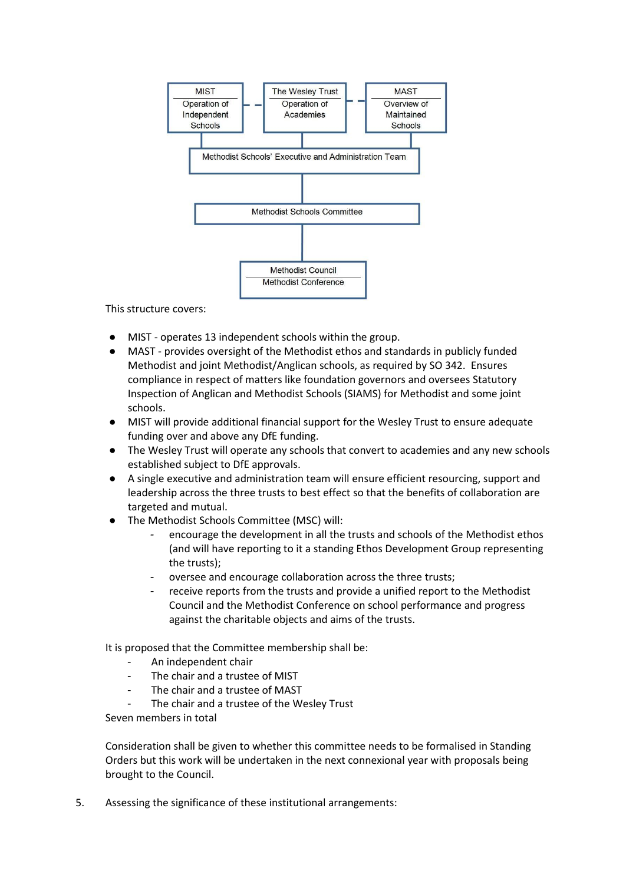MIST — Operation of Independent Schools

The Wesley Trust — Operation of Academies

MAST — Overview of Maintained Schools

Methodist Schools' Executive and Administration Team

Methodist Schools Committee

Methodist Council — Methodist Conference

This structure covers:

- MIST - operates 13 independent schools within the group.
- MAST - provides oversight of the Methodist ethos and standards in publicly funded Methodist and joint Methodist/Anglican schools, as required by SO 342. Ensures compliance in respect of matters like foundation governors and oversees Statutory Inspection of Anglican and Methodist Schools (SIAMS) for Methodist and some joint schools.
- MIST will provide additional financial support for the Wesley Trust to ensure adequate funding over and above any DfE funding.
- The Wesley Trust will operate any schools that convert to academies and any new schools established subject to DfE approvals.
- A single executive and administration team will ensure efficient resourcing, support and leadership across the three trusts to best effect so that the benefits of collaboration are targeted and mutual.
- The Methodist Schools Committee (MSC) will:
  - encourage the development in all the trusts and schools of the Methodist ethos (and will have reporting to it a standing Ethos Development Group representing the trusts);
  - oversee and encourage collaboration across the three trusts;
  - receive reports from the trusts and provide a unified report to the Methodist Council and the Methodist Conference on school performance and progress against the charitable objects and aims of the trusts.

It is proposed that the Committee membership shall be:

- An independent chair
- The chair and a trustee of MIST
- The chair and a trustee of MAST
- The chair and a trustee of the Wesley Trust

Seven members in total

Consideration shall be given to whether this committee needs to be formalised in Standing Orders but this work will be undertaken in the next connexional year with proposals being brought to the Council.

5. Assessing the significance of these institutional arrangements: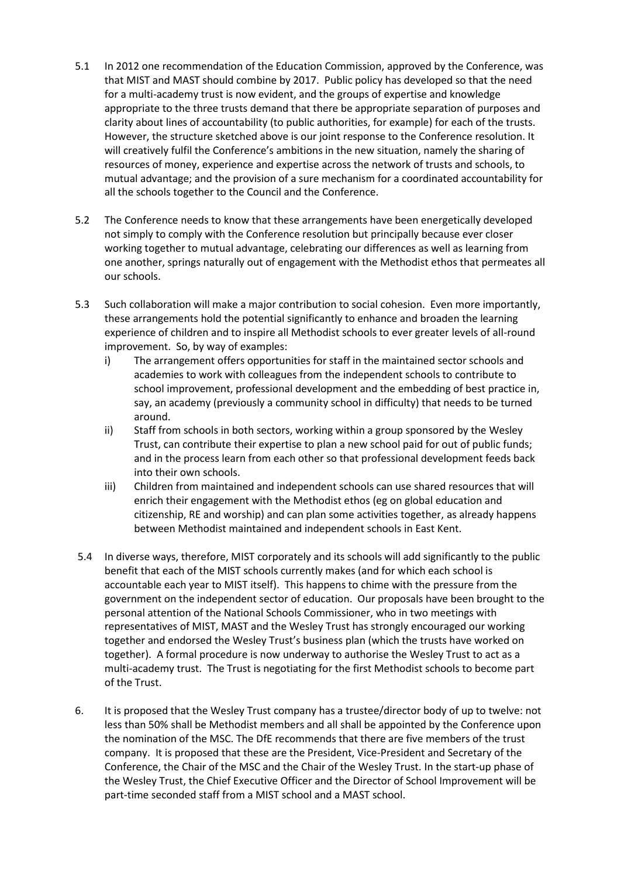5.1 In 2012 one recommendation of the Education Commission, approved by the Conference, was that MIST and MAST should combine by 2017. Public policy has developed so that the need for a multi-academy trust is now evident, and the groups of expertise and knowledge appropriate to the three trusts demand that there be appropriate separation of purposes and clarity about lines of accountability (to public authorities, for example) for each of the trusts. However, the structure sketched above is our joint response to the Conference resolution. It will creatively fulfil the Conference's ambitions in the new situation, namely the sharing of resources of money, experience and expertise across the network of trusts and schools, to mutual advantage; and the provision of a sure mechanism for a coordinated accountability for all the schools together to the Council and the Conference.

5.2 The Conference needs to know that these arrangements have been energetically developed not simply to comply with the Conference resolution but principally because ever closer working together to mutual advantage, celebrating our differences as well as learning from one another, springs naturally out of engagement with the Methodist ethos that permeates all our schools.

5.3 Such collaboration will make a major contribution to social cohesion. Even more importantly, these arrangements hold the potential significantly to enhance and broaden the learning experience of children and to inspire all Methodist schools to ever greater levels of all-round improvement. So, by way of examples:

   i) The arrangement offers opportunities for staff in the maintained sector schools and academies to work with colleagues from the independent schools to contribute to school improvement, professional development and the embedding of best practice in, say, an academy (previously a community school in difficulty) that needs to be turned around.

   ii) Staff from schools in both sectors, working within a group sponsored by the Wesley Trust, can contribute their expertise to plan a new school paid for out of public funds; and in the process learn from each other so that professional development feeds back into their own schools.

   iii) Children from maintained and independent schools can use shared resources that will enrich their engagement with the Methodist ethos (eg on global education and citizenship, RE and worship) and can plan some activities together, as already happens between Methodist maintained and independent schools in East Kent.

5.4 In diverse ways, therefore, MIST corporately and its schools will add significantly to the public benefit that each of the MIST schools currently makes (and for which each school is accountable each year to MIST itself). This happens to chime with the pressure from the government on the independent sector of education. Our proposals have been brought to the personal attention of the National Schools Commissioner, who in two meetings with representatives of MIST, MAST and the Wesley Trust has strongly encouraged our working together and endorsed the Wesley Trust's business plan (which the trusts have worked on together). A formal procedure is now underway to authorise the Wesley Trust to act as a multi-academy trust. The Trust is negotiating for the first Methodist schools to become part of the Trust.

6. It is proposed that the Wesley Trust company has a trustee/director body of up to twelve: not less than 50% shall be Methodist members and all shall be appointed by the Conference upon the nomination of the MSC. The DfE recommends that there are five members of the trust company. It is proposed that these are the President, Vice-President and Secretary of the Conference, the Chair of the MSC and the Chair of the Wesley Trust. In the start-up phase of the Wesley Trust, the Chief Executive Officer and the Director of School Improvement will be part-time seconded staff from a MIST school and a MAST school.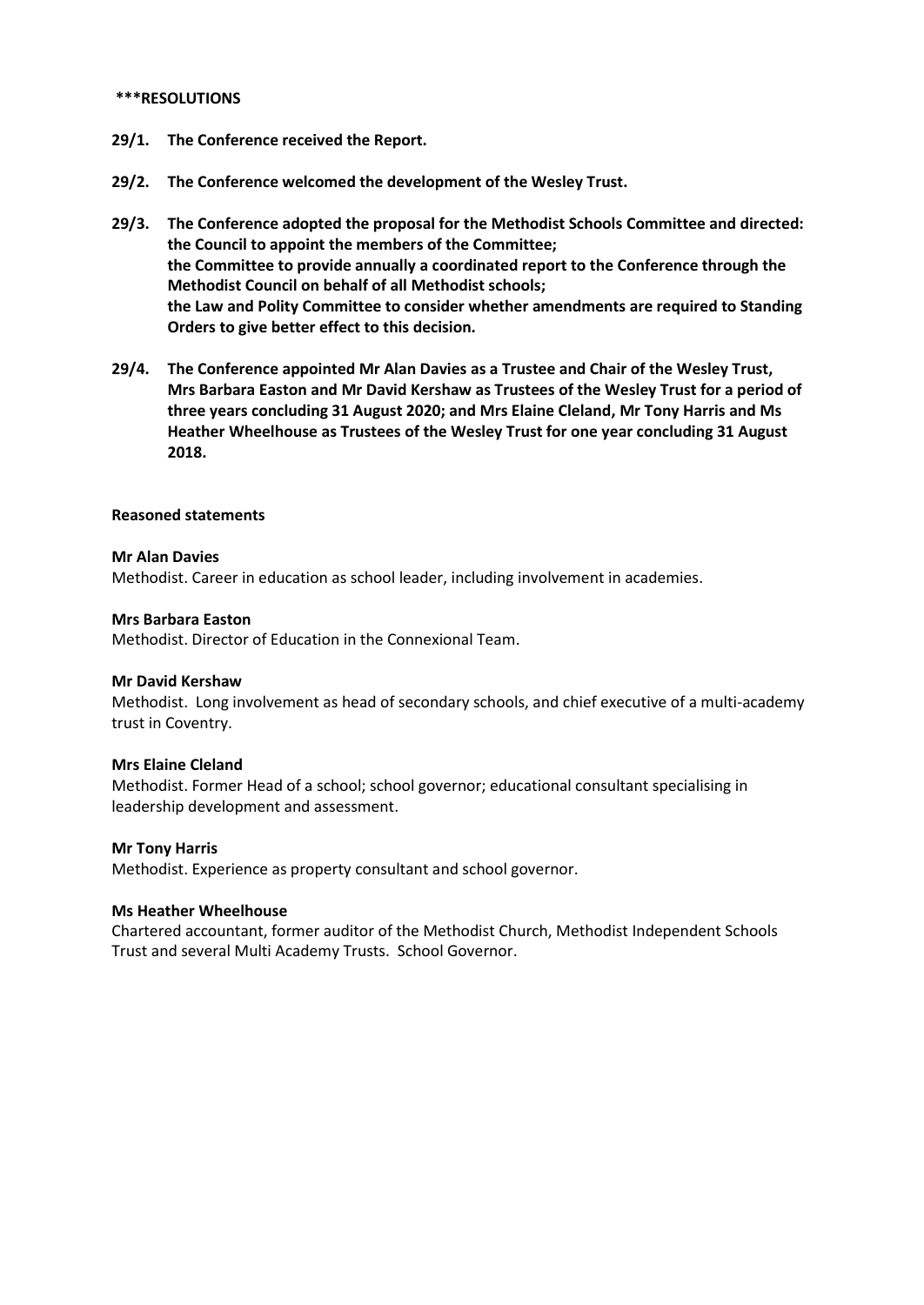**\*\*\*RESOLUTIONS**

**29/1. The Conference received the Report.**

**29/2. The Conference welcomed the development of the Wesley Trust.**

**29/3. The Conference adopted the proposal for the Methodist Schools Committee and directed:**
**the Council to appoint the members of the Committee;**
**the Committee to provide annually a coordinated report to the Conference through the Methodist Council on behalf of all Methodist schools;**
**the Law and Polity Committee to consider whether amendments are required to Standing Orders to give better effect to this decision.**

**29/4. The Conference appointed Mr Alan Davies as a Trustee and Chair of the Wesley Trust, Mrs Barbara Easton and Mr David Kershaw as Trustees of the Wesley Trust for a period of three years concluding 31 August 2020; and Mrs Elaine Cleland, Mr Tony Harris and Ms Heather Wheelhouse as Trustees of the Wesley Trust for one year concluding 31 August 2018.**

**Reasoned statements**

**Mr Alan Davies**
Methodist. Career in education as school leader, including involvement in academies.

**Mrs Barbara Easton**
Methodist. Director of Education in the Connexional Team.

**Mr David Kershaw**
Methodist. Long involvement as head of secondary schools, and chief executive of a multi-academy trust in Coventry.

**Mrs Elaine Cleland**
Methodist. Former Head of a school; school governor; educational consultant specialising in leadership development and assessment.

**Mr Tony Harris**
Methodist. Experience as property consultant and school governor.

**Ms Heather Wheelhouse**
Chartered accountant, former auditor of the Methodist Church, Methodist Independent Schools Trust and several Multi Academy Trusts. School Governor.